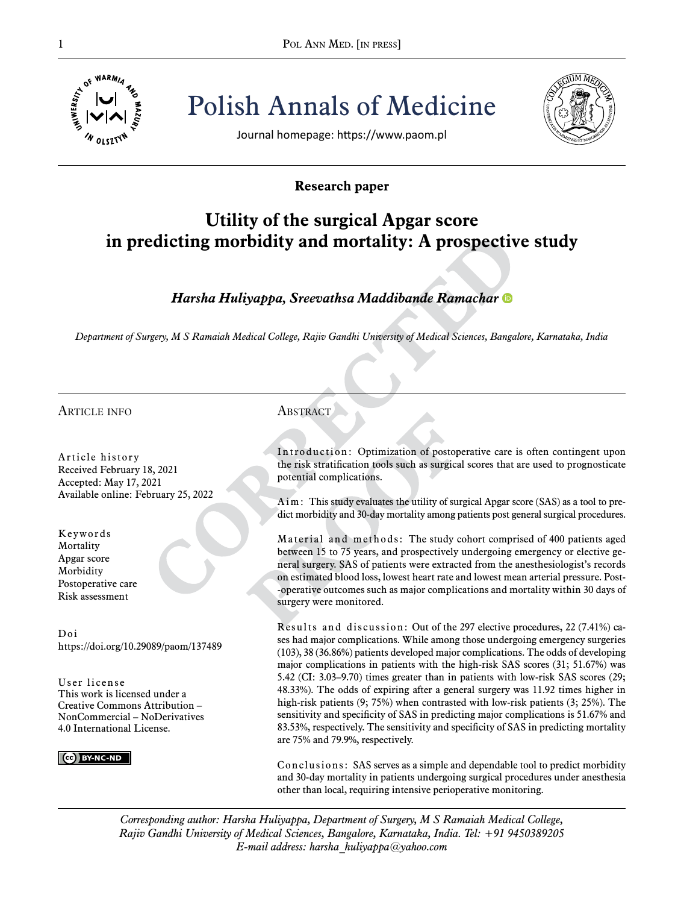Polish Annals of Medicine

Journal homepage: https://www.paom.pl

**Research paper**

# Utility of the surgical Apgar score in predicting morbidity and mortality: A prospective study

***Harsha Huliyappa, Sreevathsa Maddibande Ramachar***

*Department of Surgery, M S Ramaiah Medical College, Rajiv Gandhi University of Medical Sciences, Bangalore, Karnataka, India*

## Article info

**Article history**
Received February 18, 2021
Accepted: May 17, 2021
Available online: February 25, 2022

**Keywords**
Mortality
Apgar score
Morbidity
Postoperative care
Risk assessment

**Doi**
https://doi.org/10.29089/paom/137489

**User license**
This work is licensed under a Creative Commons Attribution – NonCommercial – NoDerivatives 4.0 International License.

## Abstract

**Introduction:** Optimization of postoperative care is often contingent upon the risk stratification tools such as surgical scores that are used to prognosticate potential complications.

**Aim:** This study evaluates the utility of surgical Apgar score (SAS) as a tool to predict morbidity and 30-day mortality among patients post general surgical procedures.

**Material and methods:** The study cohort comprised of 400 patients aged between 15 to 75 years, and prospectively undergoing emergency or elective general surgery. SAS of patients were extracted from the anesthesiologist's records on estimated blood loss, lowest heart rate and lowest mean arterial pressure. Post-operative outcomes such as major complications and mortality within 30 days of surgery were monitored.

**Results and discussion:** Out of the 297 elective procedures, 22 (7.41%) cases had major complications. While among those undergoing emergency surgeries (103), 38 (36.86%) patients developed major complications. The odds of developing major complications in patients with the high-risk SAS scores (31; 51.67%) was 5.42 (CI: 3.03–9.70) times greater than in patients with low-risk SAS scores (29; 48.33%). The odds of expiring after a general surgery was 11.92 times higher in high-risk patients (9; 75%) when contrasted with low-risk patients (3; 25%). The sensitivity and specificity of SAS in predicting major complications is 51.67% and 83.53%, respectively. The sensitivity and specificity of SAS in predicting mortality are 75% and 79.9%, respectively.

**Conclusions:** SAS serves as a simple and dependable tool to predict morbidity and 30-day mortality in patients undergoing surgical procedures under anesthesia other than local, requiring intensive perioperative monitoring.

*Corresponding author: Harsha Huliyappa, Department of Surgery, M S Ramaiah Medical College, Rajiv Gandhi University of Medical Sciences, Bangalore, Karnataka, India. Tel: +91 9450389205*
*E-mail address: harsha_huliyappa@yahoo.com*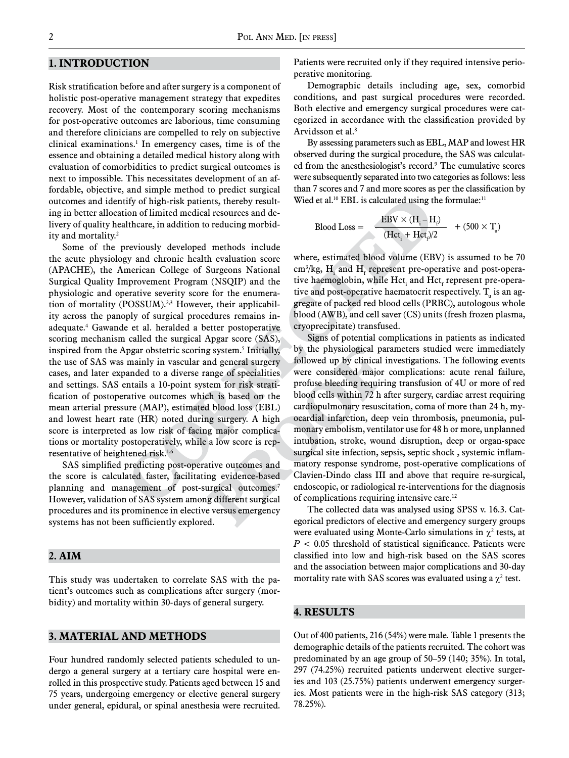## 1. INTRODUCTION

Risk stratification before and after surgery is a component of holistic post-operative management strategy that expedites recovery. Most of the contemporary scoring mechanisms for post-operative outcomes are laborious, time consuming and therefore clinicians are compelled to rely on subjective clinical examinations.[1] In emergency cases, time is of the essence and obtaining a detailed medical history along with evaluation of comorbidities to predict surgical outcomes is next to impossible. This necessitates development of an affordable, objective, and simple method to predict surgical outcomes and identify of high-risk patients, thereby resulting in better allocation of limited medical resources and delivery of quality healthcare, in addition to reducing morbidity and mortality.[2]

Some of the previously developed methods include the acute physiology and chronic health evaluation score (APACHE), the American College of Surgeons National Surgical Quality Improvement Program (NSQIP) and the physiologic and operative severity score for the enumeration of mortality (POSSUM).[2,3] However, their applicability across the panoply of surgical procedures remains inadequate.[4] Gawande et al. heralded a better postoperative scoring mechanism called the surgical Apgar score (SAS), inspired from the Apgar obstetric scoring system.[5] Initially, the use of SAS was mainly in vascular and general surgery cases, and later expanded to a diverse range of specialities and settings. SAS entails a 10-point system for risk stratification of postoperative outcomes which is based on the mean arterial pressure (MAP), estimated blood loss (EBL) and lowest heart rate (HR) noted during surgery. A high score is interpreted as low risk of facing major complications or mortality postoperatively, while a low score is representative of heightened risk.[1,6]

SAS simplified predicting post-operative outcomes and the score is calculated faster, facilitating evidence-based planning and management of post-surgical outcomes.[7] However, validation of SAS system among different surgical procedures and its prominence in elective versus emergency systems has not been sufficiently explored.

## 2. AIM

This study was undertaken to correlate SAS with the patient's outcomes such as complications after surgery (morbidity) and mortality within 30-days of general surgery.

## 3. MATERIAL AND METHODS

Four hundred randomly selected patients scheduled to undergo a general surgery at a tertiary care hospital were enrolled in this prospective study. Patients aged between 15 and 75 years, undergoing emergency or elective general surgery under general, epidural, or spinal anesthesia were recruited. Patients were recruited only if they required intensive perioperative monitoring.

Demographic details including age, sex, comorbid conditions, and past surgical procedures were recorded. Both elective and emergency surgical procedures were categorized in accordance with the classification provided by Arvidsson et al.[8]

By assessing parameters such as EBL, MAP and lowest HR observed during the surgical procedure, the SAS was calculated from the anesthesiologist's record.[9] The cumulative scores were subsequently separated into two categories as follows: less than 7 scores and 7 and more scores as per the classification by Wied et al.[10] EBL is calculated using the formulae:[11]

$$\text{Blood Loss} = \frac{\text{EBV} \times (H_i - H_f)}{(\text{Hct}_i + \text{Hct}_f)/2} + (500 \times T_u)$$

where, estimated blood volume (EBV) is assumed to be 70 $cm^3/kg$, $H_i$ and $H_f$ represent pre-operative and post-operative haemoglobin, while $\text{Hct}_i$ and $\text{Hct}_f$ represent pre-operative and post-operative haematocrit respectively. $T_u$ is an aggregate of packed red blood cells (PRBC), autologous whole blood (AWB), and cell saver (CS) units (fresh frozen plasma, cryoprecipitate) transfused.

Signs of potential complications in patients as indicated by the physiological parameters studied were immediately followed up by clinical investigations. The following events were considered major complications: acute renal failure, profuse bleeding requiring transfusion of 4U or more of red blood cells within 72 h after surgery, cardiac arrest requiring cardiopulmonary resuscitation, coma of more than 24 h, myocardial infarction, deep vein thrombosis, pneumonia, pulmonary embolism, ventilator use for 48 h or more, unplanned intubation, stroke, wound disruption, deep or organ-space surgical site infection, sepsis, septic shock , systemic inflammatory response syndrome, post-operative complications of Clavien-Dindo class III and above that require re-surgical, endoscopic, or radiological re-interventions for the diagnosis of complications requiring intensive care.[12]

The collected data was analysed using SPSS v. 16.3. Categorical predictors of elective and emergency surgery groups were evaluated using Monte-Carlo simulations in $\chi^2$ tests, at $P < 0.05$ threshold of statistical significance. Patients were classified into low and high-risk based on the SAS scores and the association between major complications and 30-day mortality rate with SAS scores was evaluated using a $\chi^2$ test.

## 4. RESULTS

Out of 400 patients, 216 (54%) were male. Table 1 presents the demographic details of the patients recruited. The cohort was predominated by an age group of 50–59 (140; 35%). In total, 297 (74.25%) recruited patients underwent elective surgeries and 103 (25.75%) patients underwent emergency surgeries. Most patients were in the high-risk SAS category (313; 78.25%).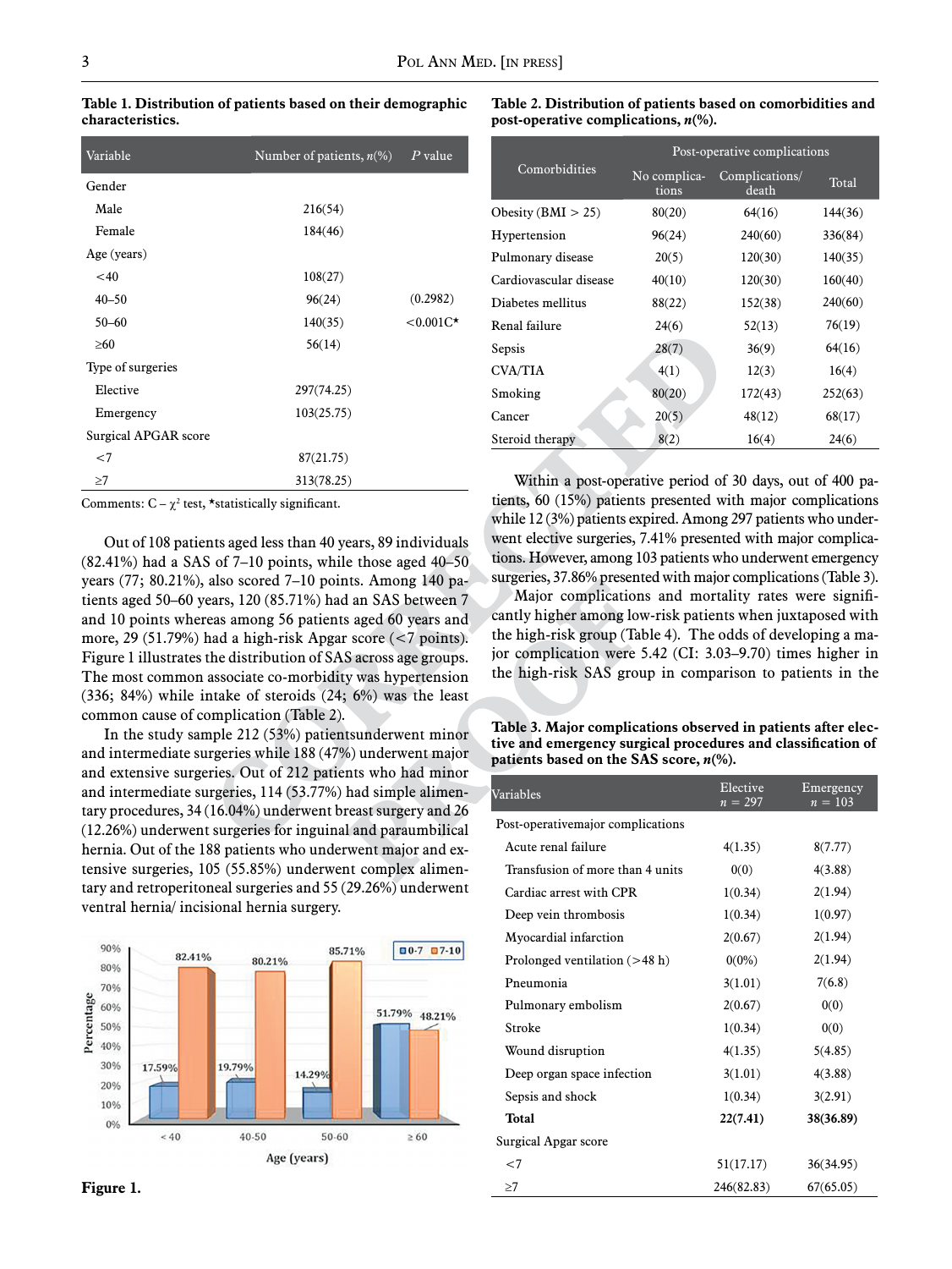**Table 1. Distribution of patients based on their demographic characteristics.**

| Variable | Number of patients, *n*(%) | *P* value |
|---|---|---|
| Gender | | |
| Male | 216(54) | |
| Female | 184(46) | |
| Age (years) | | |
| <40 | 108(27) | |
| 40–50 | 96(24) | (0.2982) |
| 50–60 | 140(35) | <0.001C* |
| ≥60 | 56(14) | |
| Type of surgeries | | |
| Elective | 297(74.25) | |
| Emergency | 103(25.75) | |
| Surgical APGAR score | | |
| <7 | 87(21.75) | |
| ≥7 | 313(78.25) | |

Comments: C – $\chi^2$ test, *statistically significant.

Out of 108 patients aged less than 40 years, 89 individuals (82.41%) had a SAS of 7–10 points, while those aged 40–50 years (77; 80.21%), also scored 7–10 points. Among 140 patients aged 50–60 years, 120 (85.71%) had an SAS between 7 and 10 points whereas among 56 patients aged 60 years and more, 29 (51.79%) had a high-risk Apgar score (<7 points). Figure 1 illustrates the distribution of SAS across age groups. The most common associate co-morbidity was hypertension (336; 84%) while intake of steroids (24; 6%) was the least common cause of complication (Table 2).

In the study sample 212 (53%) patientsunderwent minor and intermediate surgeries while 188 (47%) underwent major and extensive surgeries. Out of 212 patients who had minor and intermediate surgeries, 114 (53.77%) had simple alimentary procedures, 34 (16.04%) underwent breast surgery and 26 (12.26%) underwent surgeries for inguinal and paraumbilical hernia. Out of the 188 patients who underwent major and extensive surgeries, 105 (55.85%) underwent complex alimentary and retroperitoneal surgeries and 55 (29.26%) underwent ventral hernia/ incisional hernia surgery.

**Figure 1.**

**Table 2. Distribution of patients based on comorbidities and post-operative complications, *n*(%).**

| Comorbidities | Post-operative complications | | |
|---|---|---|---|
| | No complications | Complications/ death | Total |
| Obesity (BMI > 25) | 80(20) | 64(16) | 144(36) |
| Hypertension | 96(24) | 240(60) | 336(84) |
| Pulmonary disease | 20(5) | 120(30) | 140(35) |
| Cardiovascular disease | 40(10) | 120(30) | 160(40) |
| Diabetes mellitus | 88(22) | 152(38) | 240(60) |
| Renal failure | 24(6) | 52(13) | 76(19) |
| Sepsis | 28(7) | 36(9) | 64(16) |
| CVA/TIA | 4(1) | 12(3) | 16(4) |
| Smoking | 80(20) | 172(43) | 252(63) |
| Cancer | 20(5) | 48(12) | 68(17) |
| Steroid therapy | 8(2) | 16(4) | 24(6) |

Within a post-operative period of 30 days, out of 400 patients, 60 (15%) patients presented with major complications while 12 (3%) patients expired. Among 297 patients who underwent elective surgeries, 7.41% presented with major complications. However, among 103 patients who underwent emergency surgeries, 37.86% presented with major complications (Table 3).

Major complications and mortality rates were significantly higher among low-risk patients when juxtaposed with the high-risk group (Table 4). The odds of developing a major complication were 5.42 (CI: 3.03–9.70) times higher in the high-risk SAS group in comparison to patients in the

**Table 3. Major complications observed in patients after elective and emergency surgical procedures and classification of patients based on the SAS score, *n*(%).**

| Variables | Elective $n = 297$ | Emergency $n = 103$ |
|---|---|---|
| Post-operativemajor complications | | |
| Acute renal failure | 4(1.35) | 8(7.77) |
| Transfusion of more than 4 units | 0(0) | 4(3.88) |
| Cardiac arrest with CPR | 1(0.34) | 2(1.94) |
| Deep vein thrombosis | 1(0.34) | 1(0.97) |
| Myocardial infarction | 2(0.67) | 2(1.94) |
| Prolonged ventilation (>48 h) | 0(0%) | 2(1.94) |
| Pneumonia | 3(1.01) | 7(6.8) |
| Pulmonary embolism | 2(0.67) | 0(0) |
| Stroke | 1(0.34) | 0(0) |
| Wound disruption | 4(1.35) | 5(4.85) |
| Deep organ space infection | 3(1.01) | 4(3.88) |
| Sepsis and shock | 1(0.34) | 3(2.91) |
| **Total** | **22(7.41)** | **38(36.89)** |
| Surgical Apgar score | | |
| <7 | 51(17.17) | 36(34.95) |
| ≥7 | 246(82.83) | 67(65.05) |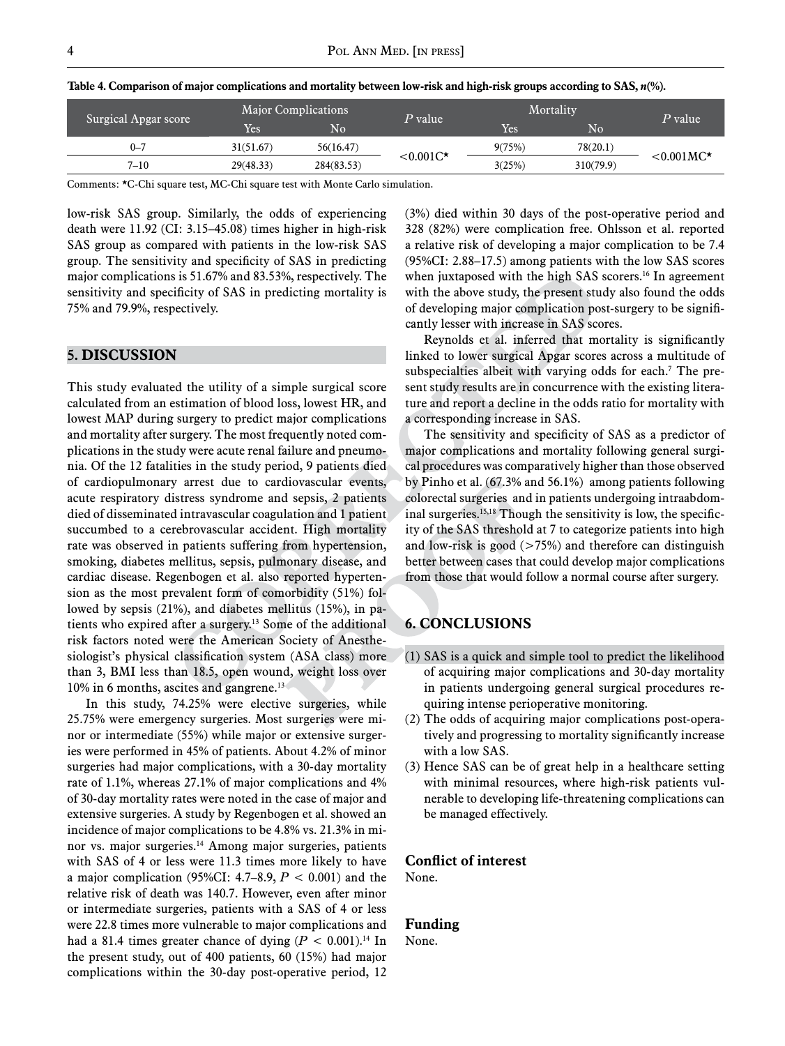**Table 4. Comparison of major complications and mortality between low-risk and high-risk groups according to SAS, *n*(%).**

| Surgical Apgar score | Major Complications | | *P* value | Mortality | | *P* value |
|---|---|---|---|---|---|---|
| | Yes | No | | Yes | No | |
| 0–7 | 31(51.67) | 56(16.47) | <0.001C* | 9(75%) | 78(20.1) | <0.001MC* |
| 7–10 | 29(48.33) | 284(83.53) | | 3(25%) | 310(79.9) | |

Comments: *C-Chi square test, MC-Chi square test with Monte Carlo simulation.

low-risk SAS group. Similarly, the odds of experiencing death were 11.92 (CI: 3.15–45.08) times higher in high-risk SAS group as compared with patients in the low-risk SAS group. The sensitivity and specificity of SAS in predicting major complications is 51.67% and 83.53%, respectively. The sensitivity and specificity of SAS in predicting mortality is 75% and 79.9%, respectively.

## 5. DISCUSSION

This study evaluated the utility of a simple surgical score calculated from an estimation of blood loss, lowest HR, and lowest MAP during surgery to predict major complications and mortality after surgery. The most frequently noted complications in the study were acute renal failure and pneumonia. Of the 12 fatalities in the study period, 9 patients died of cardiopulmonary arrest due to cardiovascular events, acute respiratory distress syndrome and sepsis, 2 patients died of disseminated intravascular coagulation and 1 patient succumbed to a cerebrovascular accident. High mortality rate was observed in patients suffering from hypertension, smoking, diabetes mellitus, sepsis, pulmonary disease, and cardiac disease. Regenbogen et al. also reported hypertension as the most prevalent form of comorbidity (51%) followed by sepsis (21%), and diabetes mellitus (15%), in patients who expired after a surgery.[13] Some of the additional risk factors noted were the American Society of Anesthesiologist's physical classification system (ASA class) more than 3, BMI less than 18.5, open wound, weight loss over 10% in 6 months, ascites and gangrene.[13]

In this study, 74.25% were elective surgeries, while 25.75% were emergency surgeries. Most surgeries were minor or intermediate (55%) while major or extensive surgeries were performed in 45% of patients. About 4.2% of minor surgeries had major complications, with a 30-day mortality rate of 1.1%, whereas 27.1% of major complications and 4% of 30-day mortality rates were noted in the case of major and extensive surgeries. A study by Regenbogen et al. showed an incidence of major complications to be 4.8% vs. 21.3% in minor vs. major surgeries.[14] Among major surgeries, patients with SAS of 4 or less were 11.3 times more likely to have a major complication (95%CI: 4.7–8.9, $P < 0.001$) and the relative risk of death was 140.7. However, even after minor or intermediate surgeries, patients with a SAS of 4 or less were 22.8 times more vulnerable to major complications and had a 81.4 times greater chance of dying ($P < 0.001$).[14] In the present study, out of 400 patients, 60 (15%) had major complications within the 30-day post-operative period, 12 (3%) died within 30 days of the post-operative period and 328 (82%) were complication free. Ohlsson et al. reported a relative risk of developing a major complication to be 7.4 (95%CI: 2.88–17.5) among patients with the low SAS scores when juxtaposed with the high SAS scorers.[16] In agreement with the above study, the present study also found the odds of developing major complication post-surgery to be significantly lesser with increase in SAS scores.

Reynolds et al. inferred that mortality is significantly linked to lower surgical Apgar scores across a multitude of subspecialties albeit with varying odds for each.[7] The present study results are in concurrence with the existing literature and report a decline in the odds ratio for mortality with a corresponding increase in SAS.

The sensitivity and specificity of SAS as a predictor of major complications and mortality following general surgical procedures was comparatively higher than those observed by Pinho et al. (67.3% and 56.1%) among patients following colorectal surgeries and in patients undergoing intraabdominal surgeries.[15,18] Though the sensitivity is low, the specificity of the SAS threshold at 7 to categorize patients into high and low-risk is good (>75%) and therefore can distinguish better between cases that could develop major complications from those that would follow a normal course after surgery.

## 6. CONCLUSIONS

(1) SAS is a quick and simple tool to predict the likelihood of acquiring major complications and 30-day mortality in patients undergoing general surgical procedures requiring intense perioperative monitoring.
(2) The odds of acquiring major complications post-operatively and progressing to mortality significantly increase with a low SAS.
(3) Hence SAS can be of great help in a healthcare setting with minimal resources, where high-risk patients vulnerable to developing life-threatening complications can be managed effectively.

### Conflict of interest

None.

### Funding

None.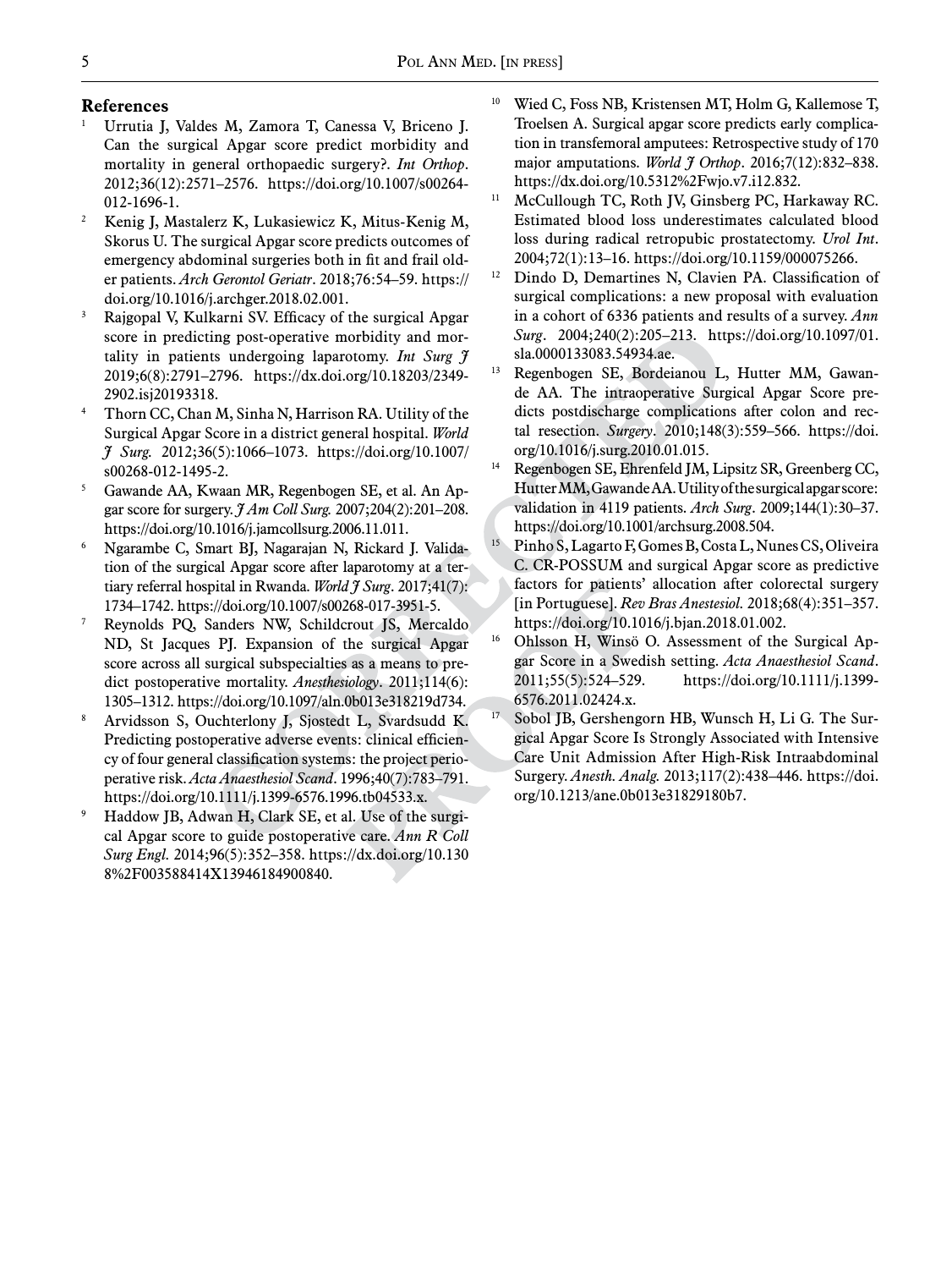## References

1. Urrutia J, Valdes M, Zamora T, Canessa V, Briceno J. Can the surgical Apgar score predict morbidity and mortality in general orthopaedic surgery?. *Int Orthop*. 2012;36(12):2571–2576. https://doi.org/10.1007/s00264-012-1696-1.
2. Kenig J, Mastalerz K, Lukasiewicz K, Mitus-Kenig M, Skorus U. The surgical Apgar score predicts outcomes of emergency abdominal surgeries both in fit and frail older patients. *Arch Gerontol Geriatr*. 2018;76:54–59. https://doi.org/10.1016/j.archger.2018.02.001.
3. Rajgopal V, Kulkarni SV. Efficacy of the surgical Apgar score in predicting post-operative morbidity and mortality in patients undergoing laparotomy. *Int Surg J* 2019;6(8):2791–2796. https://dx.doi.org/10.18203/2349-2902.isj20193318.
4. Thorn CC, Chan M, Sinha N, Harrison RA. Utility of the Surgical Apgar Score in a district general hospital. *World J Surg.* 2012;36(5):1066–1073. https://doi.org/10.1007/s00268-012-1495-2.
5. Gawande AA, Kwaan MR, Regenbogen SE, et al. An Apgar score for surgery. *J Am Coll Surg.* 2007;204(2):201–208. https://doi.org/10.1016/j.jamcollsurg.2006.11.011.
6. Ngarambe C, Smart BJ, Nagarajan N, Rickard J. Validation of the surgical Apgar score after laparotomy at a tertiary referral hospital in Rwanda. *World J Surg*. 2017;41(7):1734–1742. https://doi.org/10.1007/s00268-017-3951-5.
7. Reynolds PQ, Sanders NW, Schildcrout JS, Mercaldo ND, St Jacques PJ. Expansion of the surgical Apgar score across all surgical subspecialties as a means to predict postoperative mortality. *Anesthesiology*. 2011;114(6):1305–1312. https://doi.org/10.1097/aln.0b013e318219d734.
8. Arvidsson S, Ouchterlony J, Sjostedt L, Svardsudd K. Predicting postoperative adverse events: clinical efficiency of four general classification systems: the project perioperative risk. *Acta Anaesthesiol Scand*. 1996;40(7):783–791. https://doi.org/10.1111/j.1399-6576.1996.tb04533.x.
9. Haddow JB, Adwan H, Clark SE, et al. Use of the surgical Apgar score to guide postoperative care. *Ann R Coll Surg Engl*. 2014;96(5):352–358. https://dx.doi.org/10.1308%2F003588414X13946184900840.
10. Wied C, Foss NB, Kristensen MT, Holm G, Kallemose T, Troelsen A. Surgical apgar score predicts early complication in transfemoral amputees: Retrospective study of 170 major amputations. *World J Orthop*. 2016;7(12):832–838. https://dx.doi.org/10.5312%2Fwjo.v7.i12.832.
11. McCullough TC, Roth JV, Ginsberg PC, Harkaway RC. Estimated blood loss underestimates calculated blood loss during radical retropubic prostatectomy. *Urol Int*. 2004;72(1):13–16. https://doi.org/10.1159/000075266.
12. Dindo D, Demartines N, Clavien PA. Classification of surgical complications: a new proposal with evaluation in a cohort of 6336 patients and results of a survey. *Ann Surg*. 2004;240(2):205–213. https://doi.org/10.1097/01.sla.0000133083.54934.ae.
13. Regenbogen SE, Bordeianou L, Hutter MM, Gawande AA. The intraoperative Surgical Apgar Score predicts postdischarge complications after colon and rectal resection. *Surgery*. 2010;148(3):559–566. https://doi.org/10.1016/j.surg.2010.01.015.
14. Regenbogen SE, Ehrenfeld JM, Lipsitz SR, Greenberg CC, Hutter MM, Gawande AA. Utility of the surgical apgar score: validation in 4119 patients. *Arch Surg*. 2009;144(1):30–37. https://doi.org/10.1001/archsurg.2008.504.
15. Pinho S, Lagarto F, Gomes B, Costa L, Nunes CS, Oliveira C. CR-POSSUM and surgical Apgar score as predictive factors for patients' allocation after colorectal surgery [in Portuguese]. *Rev Bras Anestesiol*. 2018;68(4):351–357. https://doi.org/10.1016/j.bjan.2018.01.002.
16. Ohlsson H, Winsö O. Assessment of the Surgical Apgar Score in a Swedish setting. *Acta Anaesthesiol Scand*. 2011;55(5):524–529. https://doi.org/10.1111/j.1399-6576.2011.02424.x.
17. Sobol JB, Gershengorn HB, Wunsch H, Li G. The Surgical Apgar Score Is Strongly Associated with Intensive Care Unit Admission After High-Risk Intraabdominal Surgery. *Anesth. Analg.* 2013;117(2):438–446. https://doi.org/10.1213/ane.0b013e31829180b7.